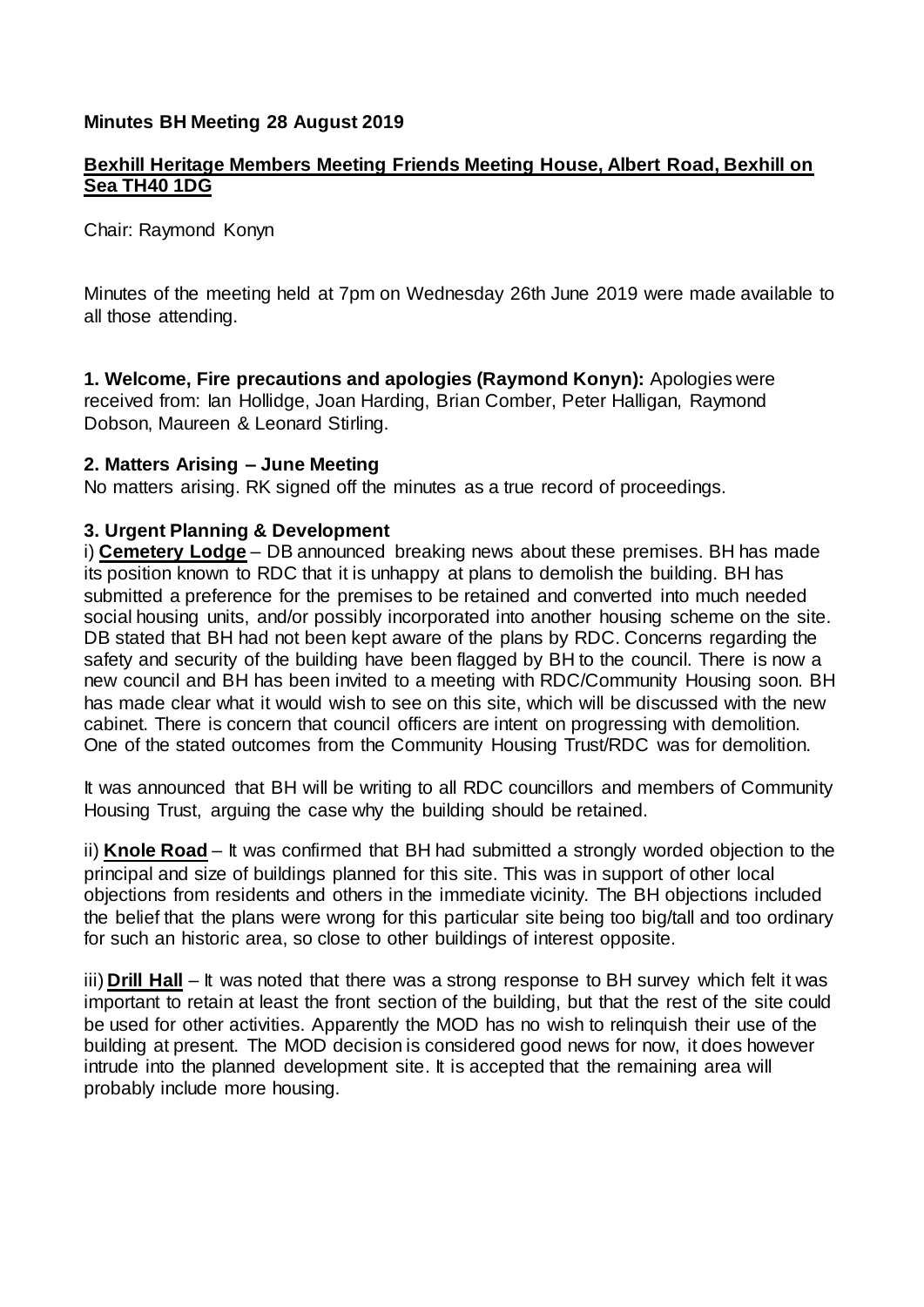**Minutes BH Meeting 28 August 2019**

**Bexhill Heritage Members Meeting Friends Meeting House, Albert Road, Bexhill on Sea TH40 1DG**

Chair: Raymond Konyn

Minutes of the meeting held at 7pm on Wednesday 26th June 2019 were made available to all those attending.

**1. Welcome, Fire precautions and apologies (Raymond Konyn):** Apologies were received from: Ian Hollidge, Joan Harding, Brian Comber, Peter Halligan, Raymond Dobson, Maureen & Leonard Stirling.

**2. Matters Arising – June Meeting**

No matters arising. RK signed off the minutes as a true record of proceedings.

**3. Urgent Planning & Development**

i) **Cemetery Lodge** – DB announced breaking news about these premises. BH has made its position known to RDC that it is unhappy at plans to demolish the building. BH has submitted a preference for the premises to be retained and converted into much needed social housing units, and/or possibly incorporated into another housing scheme on the site. DB stated that BH had not been kept aware of the plans by RDC. Concerns regarding the safety and security of the building have been flagged by BH to the council. There is now a new council and BH has been invited to a meeting with RDC/Community Housing soon. BH has made clear what it would wish to see on this site, which will be discussed with the new cabinet. There is concern that council officers are intent on progressing with demolition. One of the stated outcomes from the Community Housing Trust/RDC was for demolition.

It was announced that BH will be writing to all RDC councillors and members of Community Housing Trust, arguing the case why the building should be retained.

ii) **Knole Road** – It was confirmed that BH had submitted a strongly worded objection to the principal and size of buildings planned for this site. This was in support of other local objections from residents and others in the immediate vicinity. The BH objections included the belief that the plans were wrong for this particular site being too big/tall and too ordinary for such an historic area, so close to other buildings of interest opposite.

iii) **Drill Hall** – It was noted that there was a strong response to BH survey which felt it was important to retain at least the front section of the building, but that the rest of the site could be used for other activities. Apparently the MOD has no wish to relinquish their use of the building at present. The MOD decision is considered good news for now, it does however intrude into the planned development site. It is accepted that the remaining area will probably include more housing.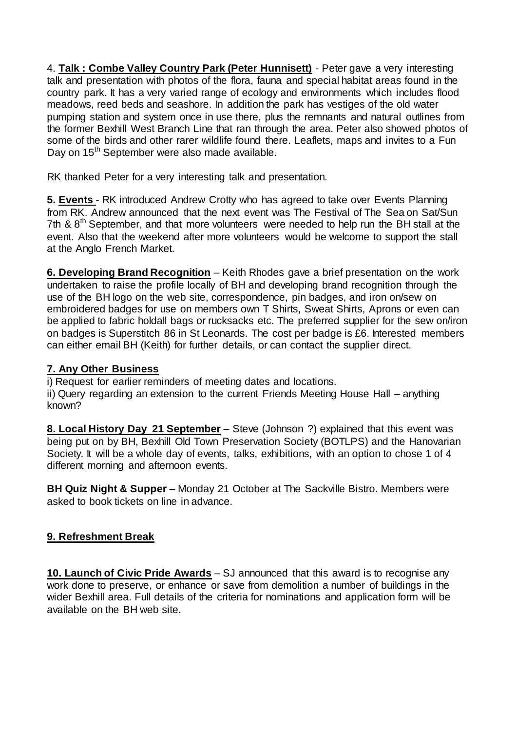4. **Talk : Combe Valley Country Park (Peter Hunnisett)** - Peter gave a very interesting talk and presentation with photos of the flora, fauna and special habitat areas found in the country park. It has a very varied range of ecology and environments which includes flood meadows, reed beds and seashore. In addition the park has vestiges of the old water pumping station and system once in use there, plus the remnants and natural outlines from the former Bexhill West Branch Line that ran through the area. Peter also showed photos of some of the birds and other rarer wildlife found there. Leaflets, maps and invites to a Fun Day on 15th September were also made available.

RK thanked Peter for a very interesting talk and presentation.

**5. Events -** RK introduced Andrew Crotty who has agreed to take over Events Planning from RK. Andrew announced that the next event was The Festival of The Sea on Sat/Sun 7th & 8th September, and that more volunteers were needed to help run the BH stall at the event. Also that the weekend after more volunteers would be welcome to support the stall at the Anglo French Market.

**6. Developing Brand Recognition** – Keith Rhodes gave a brief presentation on the work undertaken to raise the profile locally of BH and developing brand recognition through the use of the BH logo on the web site, correspondence, pin badges, and iron on/sew on embroidered badges for use on members own T Shirts, Sweat Shirts, Aprons or even can be applied to fabric holdall bags or rucksacks etc. The preferred supplier for the sew on/iron on badges is Superstitch 86 in St Leonards. The cost per badge is £6. Interested members can either email BH (Keith) for further details, or can contact the supplier direct.

**7. Any Other Business**

i) Request for earlier reminders of meeting dates and locations.

ii) Query regarding an extension to the current Friends Meeting House Hall – anything known?

**8. Local History Day 21 September** – Steve (Johnson ?) explained that this event was being put on by BH, Bexhill Old Town Preservation Society (BOTLPS) and the Hanovarian Society. It will be a whole day of events, talks, exhibitions, with an option to chose 1 of 4 different morning and afternoon events.

**BH Quiz Night & Supper** – Monday 21 October at The Sackville Bistro. Members were asked to book tickets on line in advance.

**9. Refreshment Break**

**10. Launch of Civic Pride Awards** – SJ announced that this award is to recognise any work done to preserve, or enhance or save from demolition a number of buildings in the wider Bexhill area. Full details of the criteria for nominations and application form will be available on the BH web site.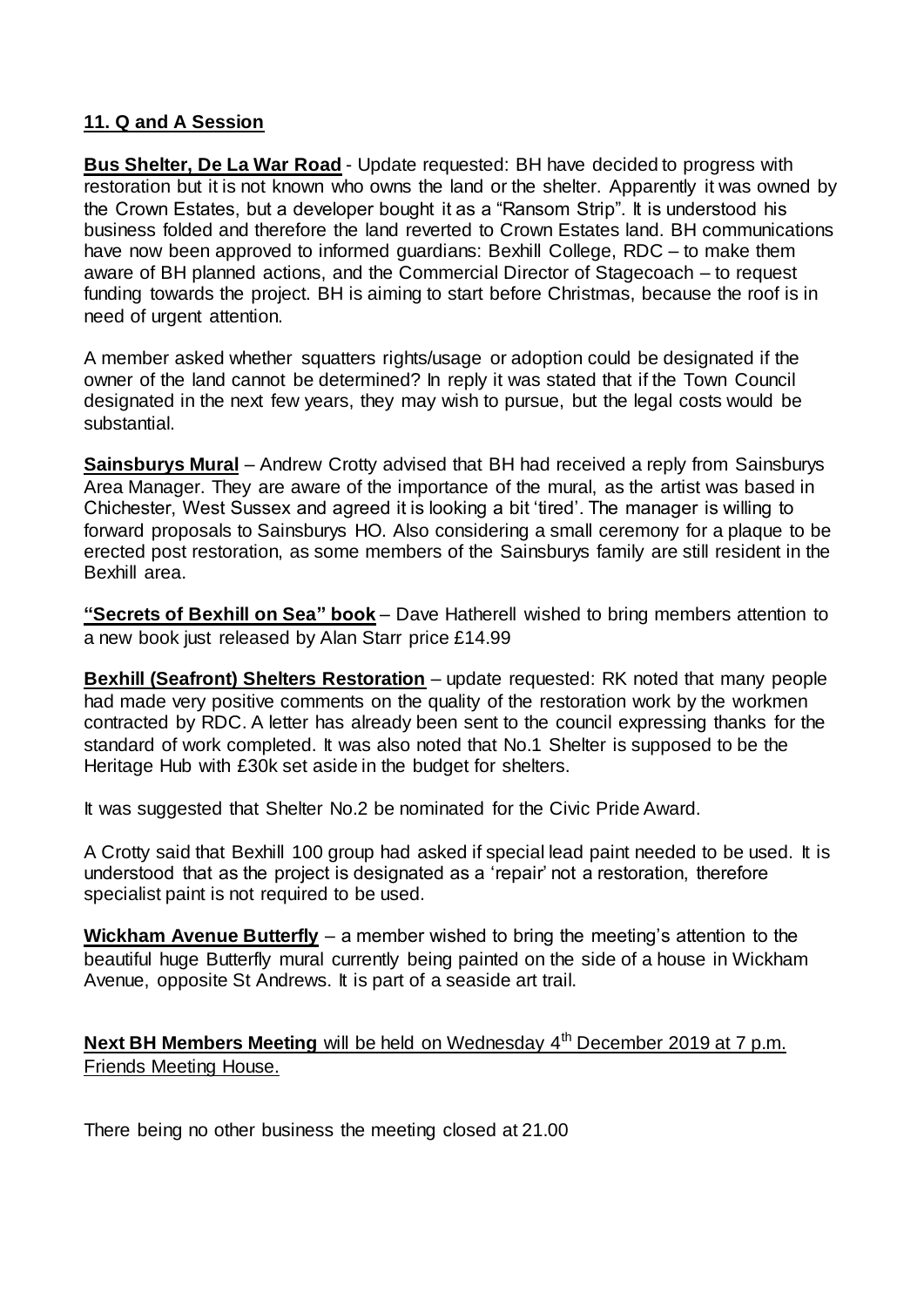## 11. Q and A Session

**Bus Shelter, De La War Road** - Update requested: BH have decided to progress with restoration but it is not known who owns the land or the shelter. Apparently it was owned by the Crown Estates, but a developer bought it as a "Ransom Strip". It is understood his business folded and therefore the land reverted to Crown Estates land. BH communications have now been approved to informed guardians: Bexhill College, RDC – to make them aware of BH planned actions, and the Commercial Director of Stagecoach – to request funding towards the project. BH is aiming to start before Christmas, because the roof is in need of urgent attention.

A member asked whether squatters rights/usage or adoption could be designated if the owner of the land cannot be determined? In reply it was stated that if the Town Council designated in the next few years, they may wish to pursue, but the legal costs would be substantial.

**Sainsburys Mural** – Andrew Crotty advised that BH had received a reply from Sainsburys Area Manager. They are aware of the importance of the mural, as the artist was based in Chichester, West Sussex and agreed it is looking a bit 'tired'. The manager is willing to forward proposals to Sainsburys HO. Also considering a small ceremony for a plaque to be erected post restoration, as some members of the Sainsburys family are still resident in the Bexhill area.

**"Secrets of Bexhill on Sea" book** – Dave Hatherell wished to bring members attention to a new book just released by Alan Starr price £14.99

**Bexhill (Seafront) Shelters Restoration** – update requested: RK noted that many people had made very positive comments on the quality of the restoration work by the workmen contracted by RDC. A letter has already been sent to the council expressing thanks for the standard of work completed. It was also noted that No.1 Shelter is supposed to be the Heritage Hub with £30k set aside in the budget for shelters.

It was suggested that Shelter No.2 be nominated for the Civic Pride Award.

A Crotty said that Bexhill 100 group had asked if special lead paint needed to be used. It is understood that as the project is designated as a 'repair' not a restoration, therefore specialist paint is not required to be used.

**Wickham Avenue Butterfly** – a member wished to bring the meeting's attention to the beautiful huge Butterfly mural currently being painted on the side of a house in Wickham Avenue, opposite St Andrews. It is part of a seaside art trail.

**Next BH Members Meeting** will be held on Wednesday 4th December 2019 at 7 p.m. Friends Meeting House.

There being no other business the meeting closed at 21.00